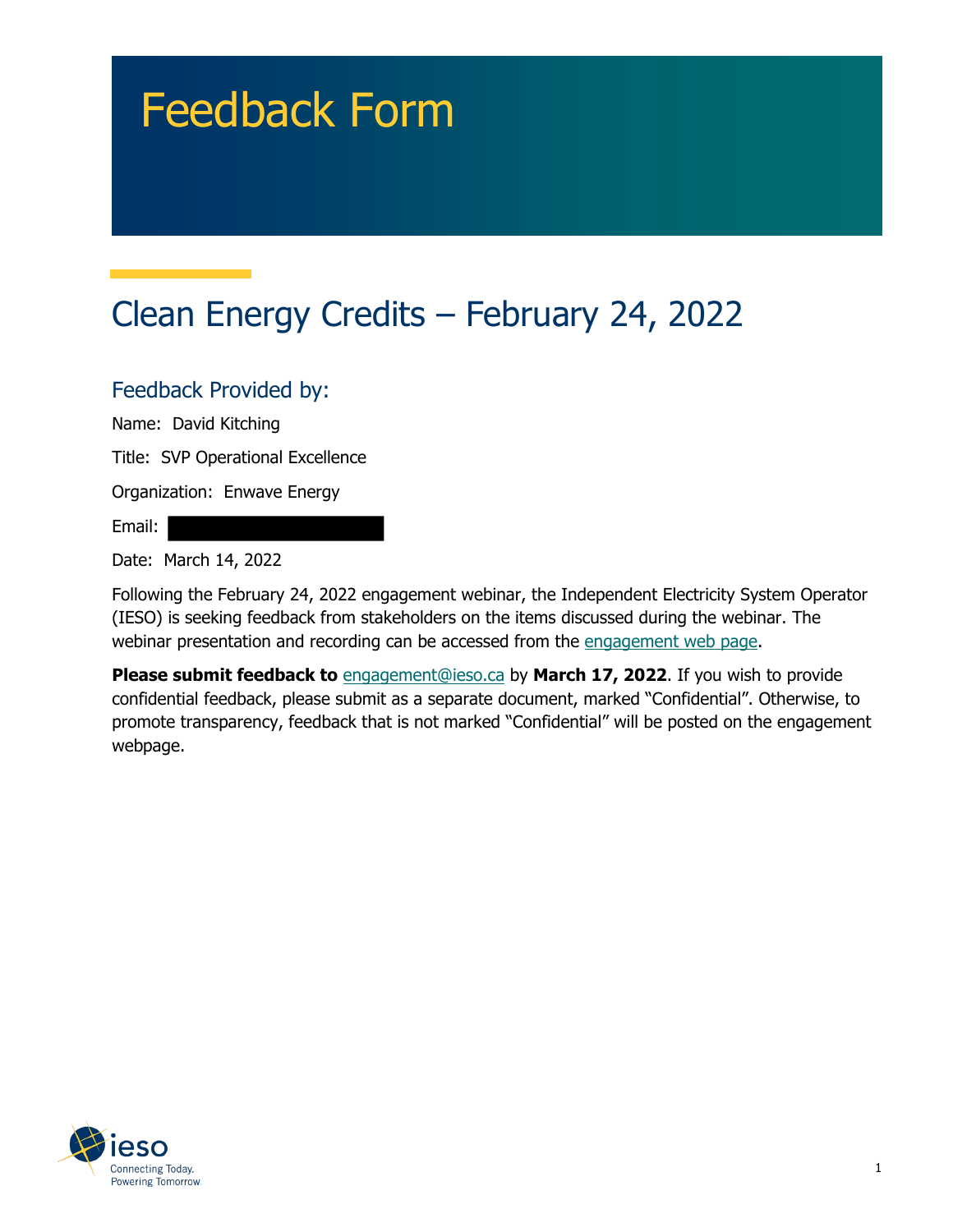# Feedback Form

## Clean Energy Credits – February 24, 2022

### Feedback Provided by:

Name: David Kitching

Title: SVP Operational Excellence

Organization: Enwave Energy

Email:

Date: March 14, 2022

Following the February 24, 2022 engagement webinar, the Independent Electricity System Operator (IESO) is seeking feedback from stakeholders on the items discussed during the webinar. The webinar presentation and recording can be accessed from the engagement web page.

**Please submit feedback to** engagement@ieso.ca by **March 17, 2022**. If you wish to provide confidential feedback, please submit as a separate document, marked "Confidential". Otherwise, to promote transparency, feedback that is not marked "Confidential" will be posted on the engagement webpage.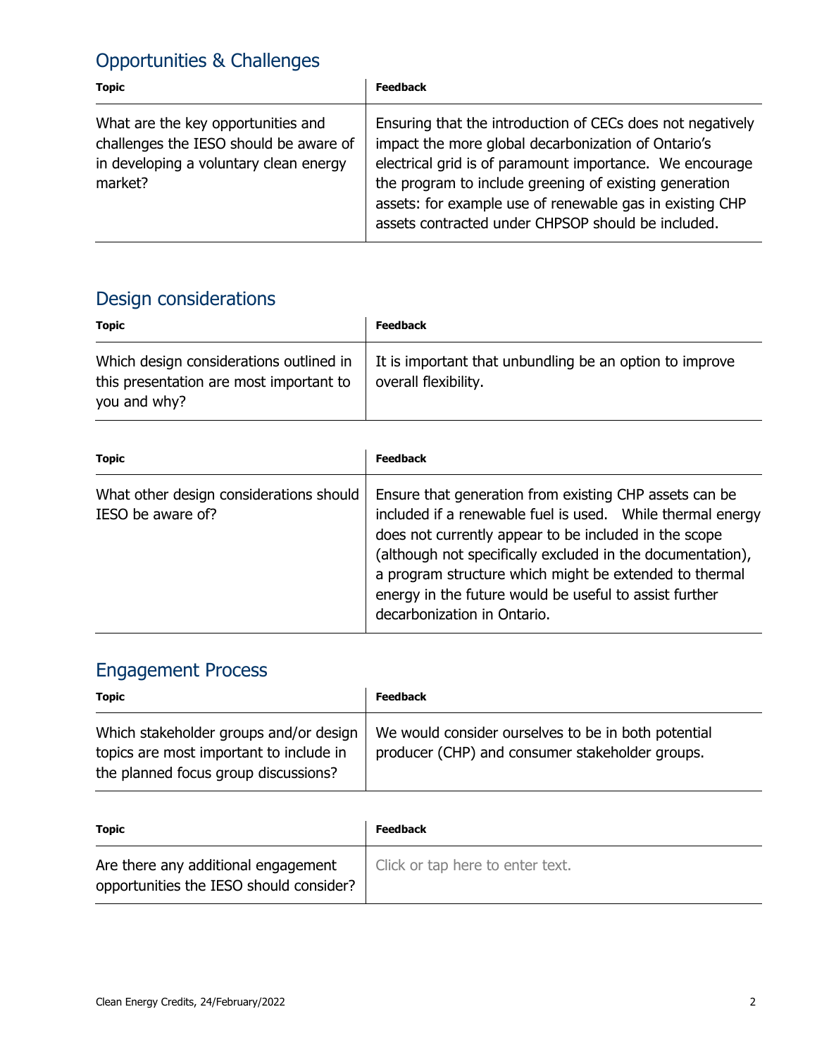## Opportunities & Challenges

| Topic | Feedback |
|---|---|
| What are the key opportunities and challenges the IESO should be aware of in developing a voluntary clean energy market? | Ensuring that the introduction of CECs does not negatively impact the more global decarbonization of Ontario's electrical grid is of paramount importance. We encourage the program to include greening of existing generation assets: for example use of renewable gas in existing CHP assets contracted under CHPSOP should be included. |

## Design considerations

| Topic | Feedback |
|---|---|
| Which design considerations outlined in this presentation are most important to you and why? | It is important that unbundling be an option to improve overall flexibility. |

| Topic | Feedback |
|---|---|
| What other design considerations should IESO be aware of? | Ensure that generation from existing CHP assets can be included if a renewable fuel is used. While thermal energy does not currently appear to be included in the scope (although not specifically excluded in the documentation), a program structure which might be extended to thermal energy in the future would be useful to assist further decarbonization in Ontario. |

## Engagement Process

| Topic | Feedback |
|---|---|
| Which stakeholder groups and/or design topics are most important to include in the planned focus group discussions? | We would consider ourselves to be in both potential producer (CHP) and consumer stakeholder groups. |

| Topic | Feedback |
|---|---|
| Are there any additional engagement opportunities the IESO should consider? | Click or tap here to enter text. |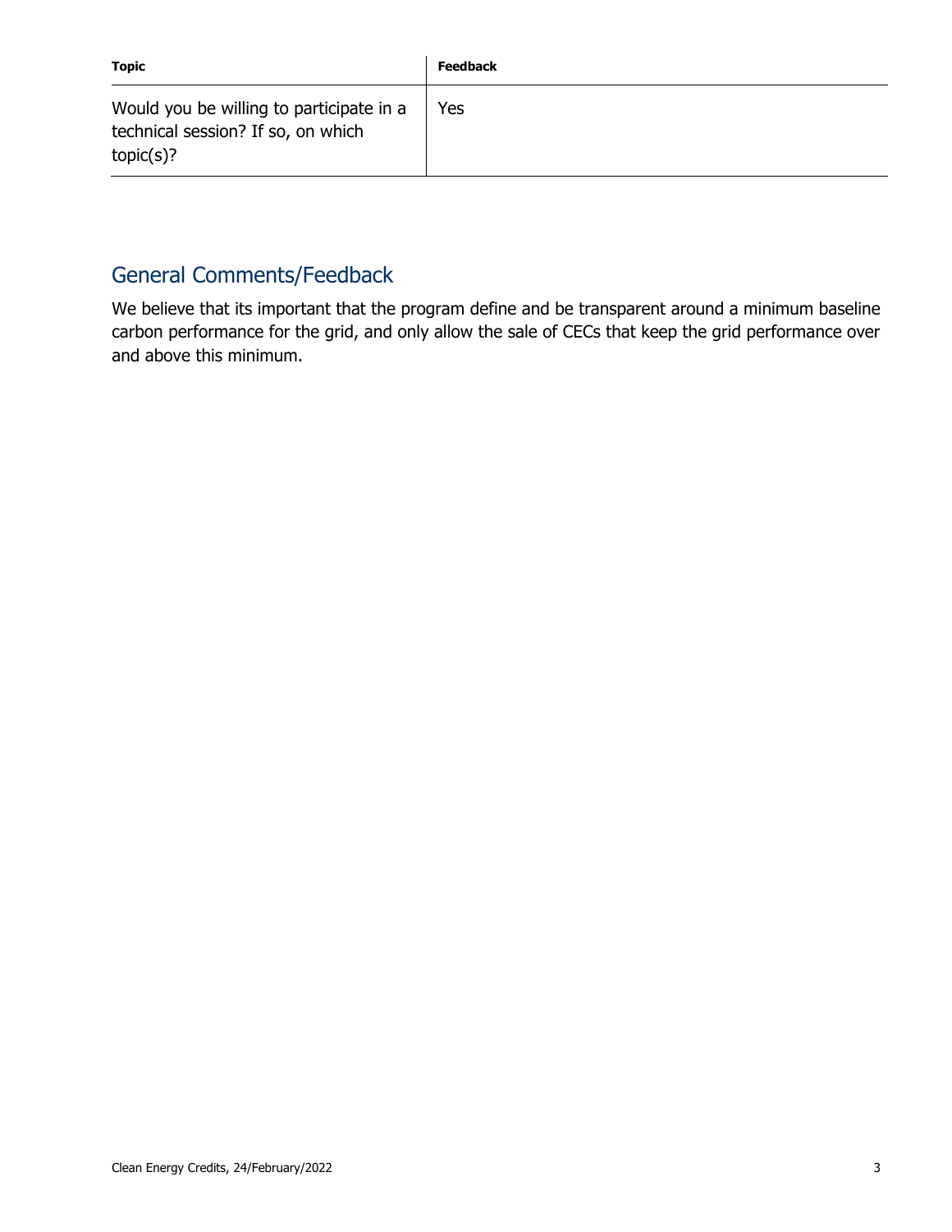| Topic | Feedback |
| --- | --- |
| Would you be willing to participate in a technical session? If so, on which topic(s)? | Yes |

## General Comments/Feedback

We believe that its important that the program define and be transparent around a minimum baseline carbon performance for the grid, and only allow the sale of CECs that keep the grid performance over and above this minimum.